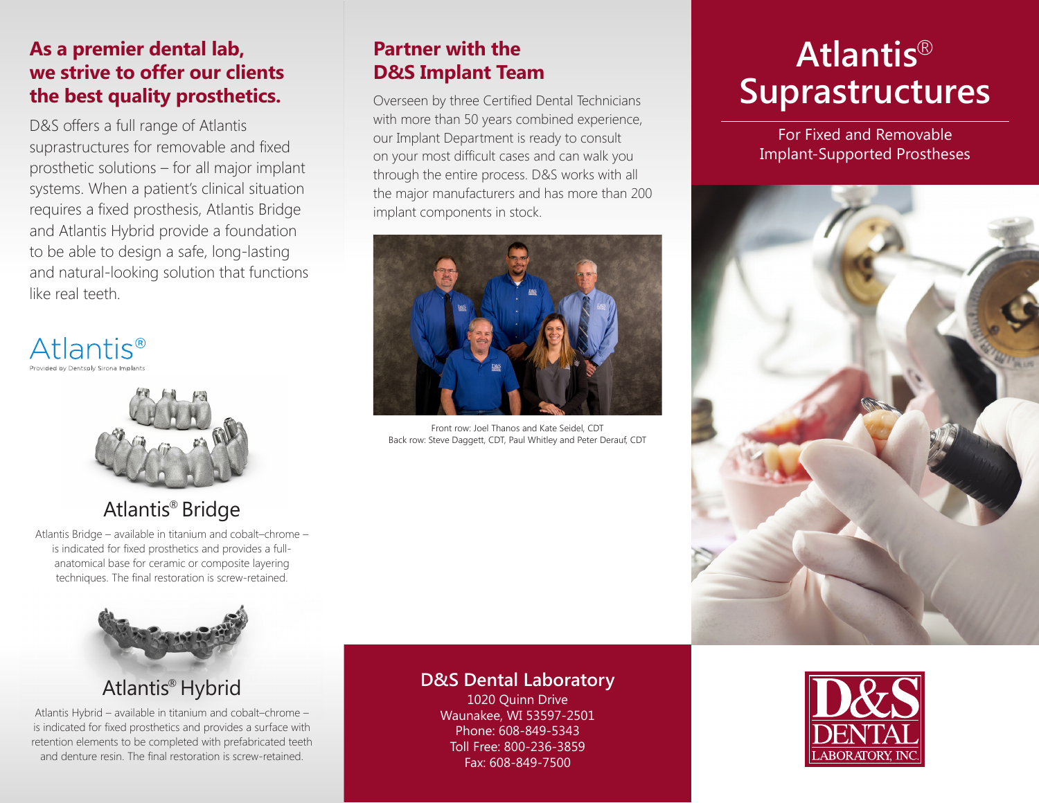## As a premier dental lab, we strive to offer our clients the best quality prosthetics.

D&S offers a full range of Atlantis suprastructures for removable and fixed prosthetic solutions – for all major implant systems. When a patient's clinical situation requires a fixed prosthesis, Atlantis Bridge and Atlantis Hybrid provide a foundation to be able to design a safe, long-lasting and natural-looking solution that functions like real teeth.

Atlantis®
Provided by Dentsply Sirona Implants

### Atlantis® Bridge

Atlantis Bridge – available in titanium and cobalt–chrome – is indicated for fixed prosthetics and provides a full-anatomical base for ceramic or composite layering techniques. The final restoration is screw-retained.

### Atlantis® Hybrid

Atlantis Hybrid – available in titanium and cobalt–chrome – is indicated for fixed prosthetics and provides a surface with retention elements to be completed with prefabricated teeth and denture resin. The final restoration is screw-retained.

## Partner with the D&S Implant Team

Overseen by three Certified Dental Technicians with more than 50 years combined experience, our Implant Department is ready to consult on your most difficult cases and can walk you through the entire process. D&S works with all the major manufacturers and has more than 200 implant components in stock.

Front row: Joel Thanos and Kate Seidel, CDT
Back row: Steve Daggett, CDT, Paul Whitley and Peter Derauf, CDT

### D&S Dental Laboratory

1020 Quinn Drive
Waunakee, WI 53597-2501
Phone: 608-849-5343
Toll Free: 800-236-3859
Fax: 608-849-7500

# Atlantis® Suprastructures

For Fixed and Removable Implant-Supported Prostheses

D&S DENTAL LABORATORY, INC.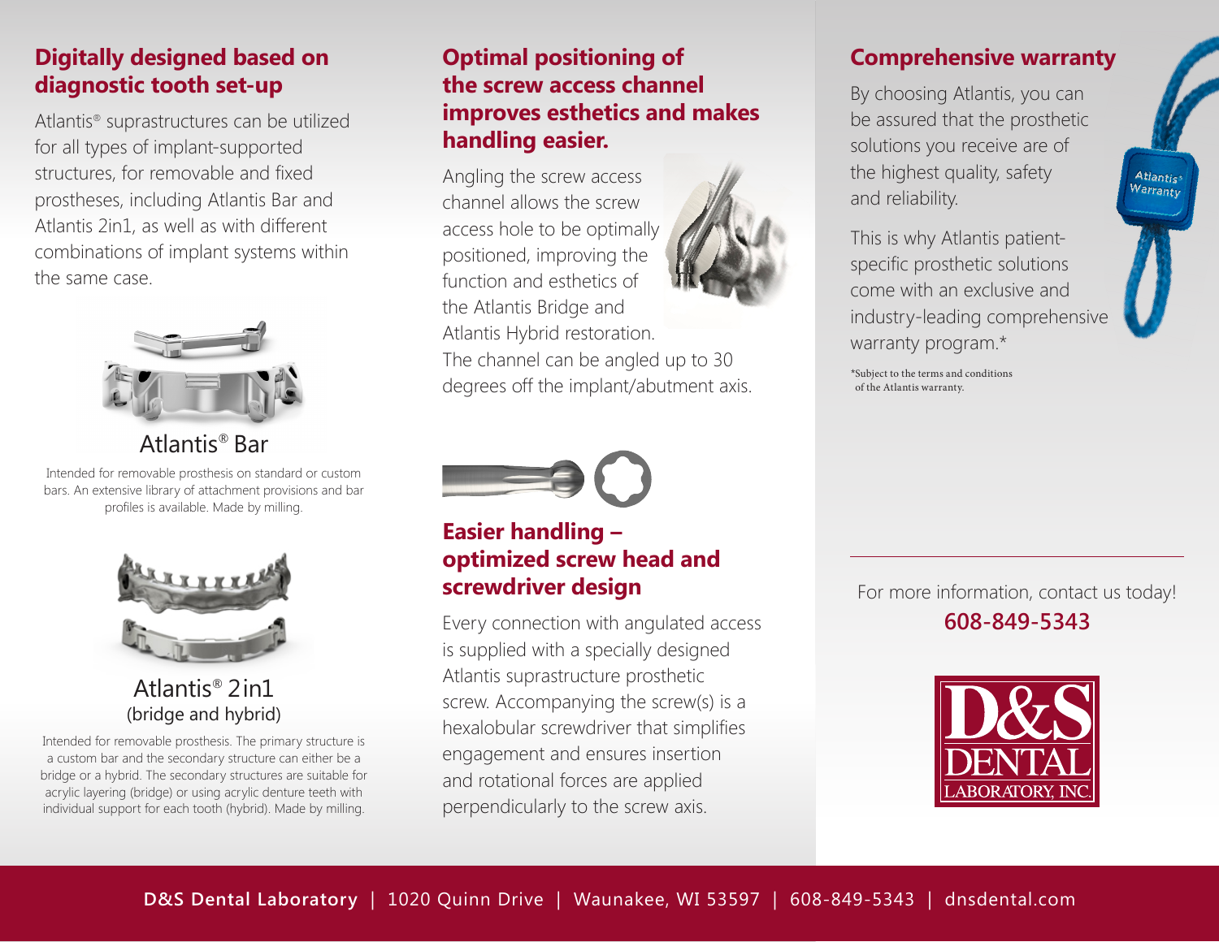## Digitally designed based on diagnostic tooth set-up

Atlantis® suprastructures can be utilized for all types of implant-supported structures, for removable and fixed prostheses, including Atlantis Bar and Atlantis 2in1, as well as with different combinations of implant systems within the same case.

### Atlantis® Bar

Intended for removable prosthesis on standard or custom bars. An extensive library of attachment provisions and bar profiles is available. Made by milling.

### Atlantis® 2in1 (bridge and hybrid)

Intended for removable prosthesis. The primary structure is a custom bar and the secondary structure can either be a bridge or a hybrid. The secondary structures are suitable for acrylic layering (bridge) or using acrylic denture teeth with individual support for each tooth (hybrid). Made by milling.

## Optimal positioning of the screw access channel improves esthetics and makes handling easier.

Angling the screw access channel allows the screw access hole to be optimally positioned, improving the function and esthetics of the Atlantis Bridge and Atlantis Hybrid restoration. The channel can be angled up to 30 degrees off the implant/abutment axis.

## Easier handling – optimized screw head and screwdriver design

Every connection with angulated access is supplied with a specially designed Atlantis suprastructure prosthetic screw. Accompanying the screw(s) is a hexalobular screwdriver that simplifies engagement and ensures insertion and rotational forces are applied perpendicularly to the screw axis.

## Comprehensive warranty

By choosing Atlantis, you can be assured that the prosthetic solutions you receive are of the highest quality, safety and reliability.

This is why Atlantis patient-specific prosthetic solutions come with an exclusive and industry-leading comprehensive warranty program.*

*Subject to the terms and conditions of the Atlantis warranty.

For more information, contact us today!

**608-849-5343**

D&S DENTAL LABORATORY, INC.

**D&S Dental Laboratory** | 1020 Quinn Drive | Waunakee, WI 53597 | 608-849-5343 | dnsdental.com